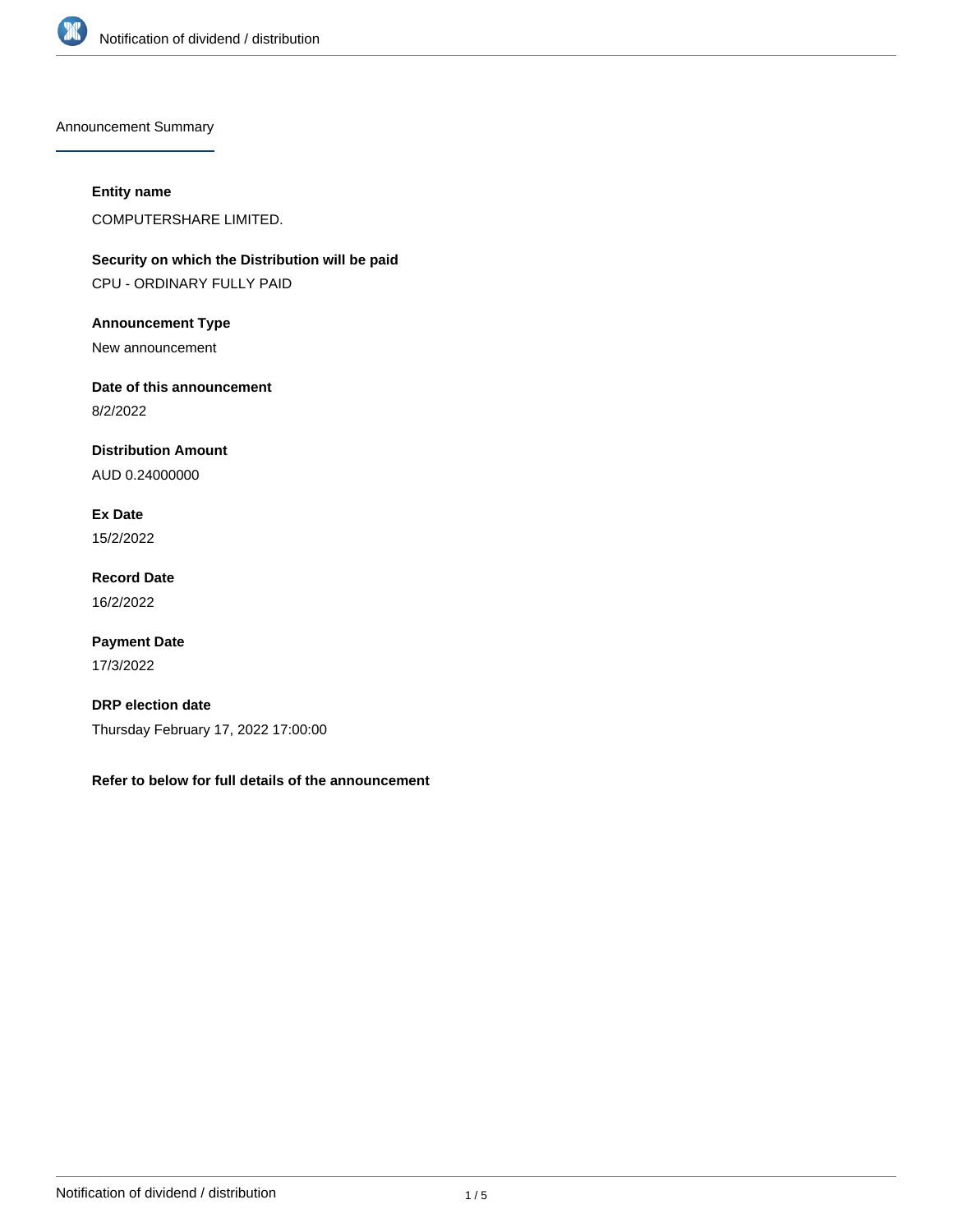## Announcement Summary

**Entity name**

COMPUTERSHARE LIMITED.

**Security on which the Distribution will be paid**

CPU - ORDINARY FULLY PAID

**Announcement Type**

New announcement

**Date of this announcement**

8/2/2022

**Distribution Amount**

AUD 0.24000000

**Ex Date**

15/2/2022

**Record Date**

16/2/2022

**Payment Date**

17/3/2022

**DRP election date**

Thursday February 17, 2022 17:00:00

**Refer to below for full details of the announcement**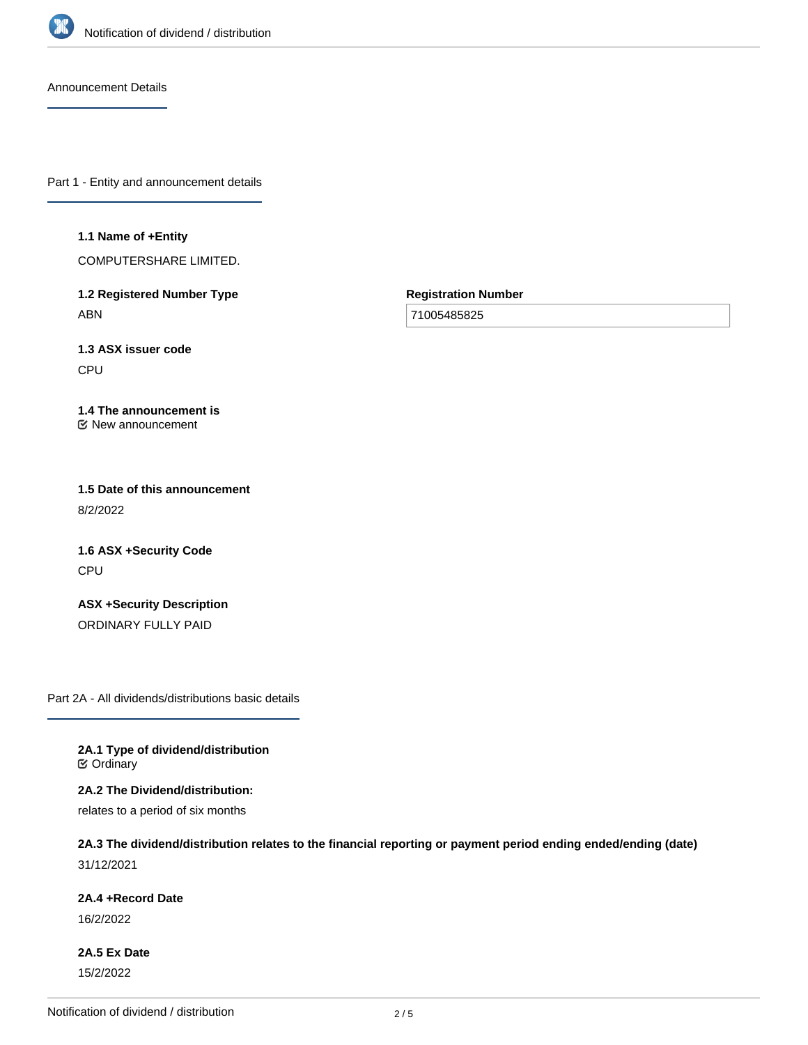## Announcement Details

## Part 1 - Entity and announcement details

**1.1 Name of +Entity**

COMPUTERSHARE LIMITED.

**1.2 Registered Number Type**

ABN

**Registration Number**

71005485825

**1.3 ASX issuer code**

CPU

**1.4 The announcement is**

New announcement

**1.5 Date of this announcement**

8/2/2022

**1.6 ASX +Security Code**

CPU

**ASX +Security Description**

ORDINARY FULLY PAID

## Part 2A - All dividends/distributions basic details

**2A.1 Type of dividend/distribution**

Ordinary

**2A.2 The Dividend/distribution:**

relates to a period of six months

**2A.3 The dividend/distribution relates to the financial reporting or payment period ending ended/ending (date)**

31/12/2021

**2A.4 +Record Date**

16/2/2022

**2A.5 Ex Date**

15/2/2022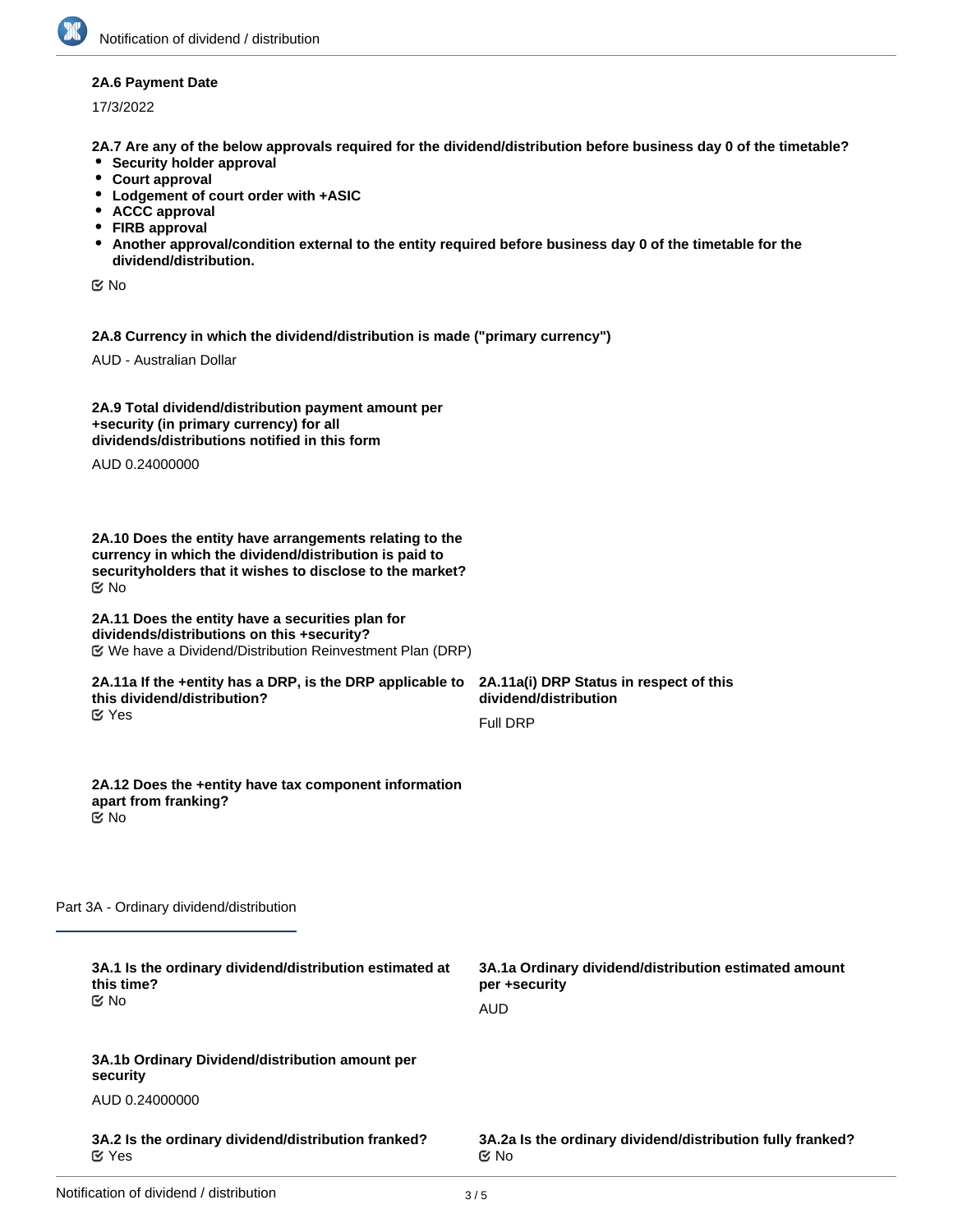**2A.6 Payment Date**

17/3/2022

**2A.7 Are any of the below approvals required for the dividend/distribution before business day 0 of the timetable?**

- **Security holder approval**
- **Court approval**
- **Lodgement of court order with +ASIC**
- **ACCC approval**
- **FIRB approval**
- **Another approval/condition external to the entity required before business day 0 of the timetable for the dividend/distribution.**

☑ No

**2A.8 Currency in which the dividend/distribution is made ("primary currency")**

AUD - Australian Dollar

**2A.9 Total dividend/distribution payment amount per +security (in primary currency) for all dividends/distributions notified in this form**

AUD 0.24000000

**2A.10 Does the entity have arrangements relating to the currency in which the dividend/distribution is paid to securityholders that it wishes to disclose to the market?**
☑ No

**2A.11 Does the entity have a securities plan for dividends/distributions on this +security?**
☑ We have a Dividend/Distribution Reinvestment Plan (DRP)

**2A.11a If the +entity has a DRP, is the DRP applicable to this dividend/distribution?**
☑ Yes

**2A.11a(i) DRP Status in respect of this dividend/distribution**

Full DRP

**2A.12 Does the +entity have tax component information apart from franking?**
☑ No

Part 3A - Ordinary dividend/distribution

**3A.1 Is the ordinary dividend/distribution estimated at this time?**
☑ No

**3A.1a Ordinary dividend/distribution estimated amount per +security**

AUD

**3A.1b Ordinary Dividend/distribution amount per security**

AUD 0.24000000

**3A.2 Is the ordinary dividend/distribution franked?**
☑ Yes

**3A.2a Is the ordinary dividend/distribution fully franked?**
☑ No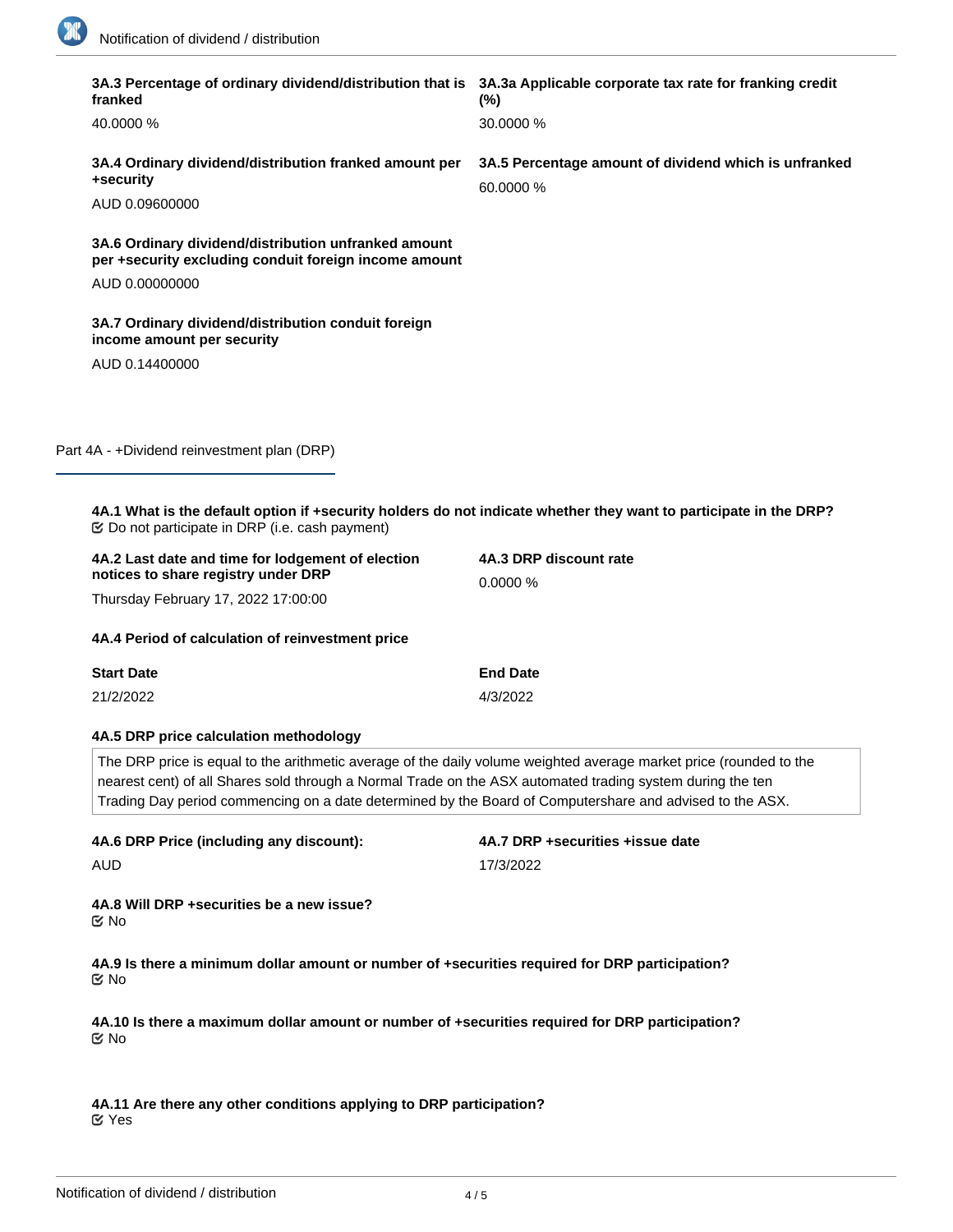**3A.3 Percentage of ordinary dividend/distribution that is franked**

40.0000 %

**3A.3a Applicable corporate tax rate for franking credit (%)**

30.0000 %

**3A.4 Ordinary dividend/distribution franked amount per +security**

AUD 0.09600000

**3A.5 Percentage amount of dividend which is unfranked**

60.0000 %

**3A.6 Ordinary dividend/distribution unfranked amount per +security excluding conduit foreign income amount**

AUD 0.00000000

**3A.7 Ordinary dividend/distribution conduit foreign income amount per security**

AUD 0.14400000

## Part 4A - +Dividend reinvestment plan (DRP)

**4A.1 What is the default option if +security holders do not indicate whether they want to participate in the DRP?**

☑ Do not participate in DRP (i.e. cash payment)

**4A.2 Last date and time for lodgement of election notices to share registry under DRP**

Thursday February 17, 2022 17:00:00

**4A.3 DRP discount rate**

0.0000 %

**4A.4 Period of calculation of reinvestment price**

| Start Date | End Date |
| --- | --- |
| 21/2/2022 | 4/3/2022 |

**4A.5 DRP price calculation methodology**

The DRP price is equal to the arithmetic average of the daily volume weighted average market price (rounded to the nearest cent) of all Shares sold through a Normal Trade on the ASX automated trading system during the ten Trading Day period commencing on a date determined by the Board of Computershare and advised to the ASX.

**4A.6 DRP Price (including any discount):**

AUD

**4A.7 DRP +securities +issue date**

17/3/2022

**4A.8 Will DRP +securities be a new issue?**

☑ No

**4A.9 Is there a minimum dollar amount or number of +securities required for DRP participation?**

☑ No

**4A.10 Is there a maximum dollar amount or number of +securities required for DRP participation?**

☑ No

**4A.11 Are there any other conditions applying to DRP participation?**

☑ Yes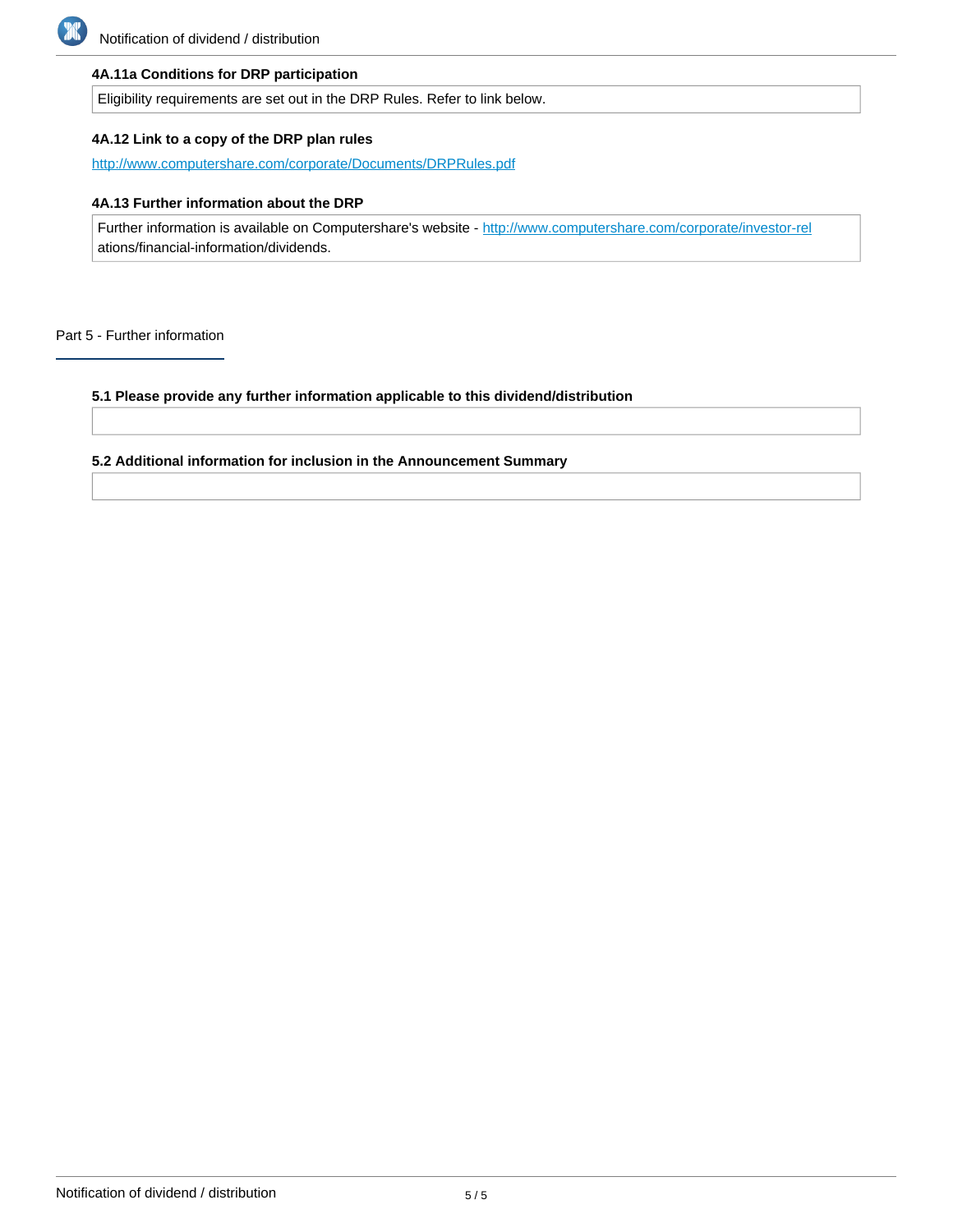#### 4A.11a Conditions for DRP participation

Eligibility requirements are set out in the DRP Rules. Refer to link below.

#### 4A.12 Link to a copy of the DRP plan rules

http://www.computershare.com/corporate/Documents/DRPRules.pdf

#### 4A.13 Further information about the DRP

Further information is available on Computershare's website - http://www.computershare.com/corporate/investor-relations/financial-information/dividends.

## Part 5 - Further information

#### 5.1 Please provide any further information applicable to this dividend/distribution

#### 5.2 Additional information for inclusion in the Announcement Summary